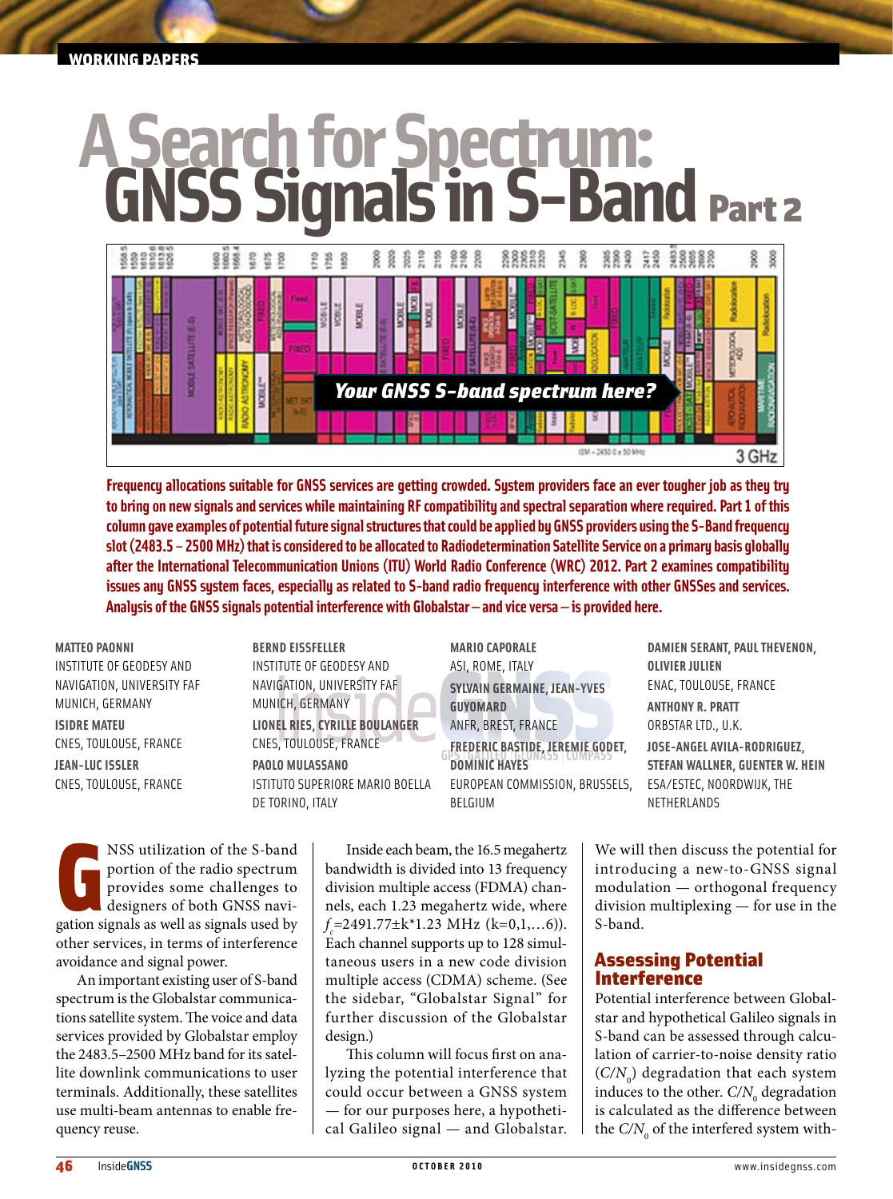# A Search for Spectrum: GNSS Signals in S-Band Part 2

**Frequency allocations suitable for GNSS services are getting crowded. System providers face an ever tougher job as they try to bring on new signals and services while maintaining RF compatibility and spectral separation where required. Part 1 of this column gave examples of potential future signal structures that could be applied by GNSS providers using the S-Band frequency slot (2483.5 – 2500 MHz) that is considered to be allocated to Radiodetermination Satellite Service on a primary basis globally after the International Telecommunication Unions (ITU) World Radio Conference (WRC) 2012. Part 2 examines compatibility issues any GNSS system faces, especially as related to S-band radio frequency interference with other GNSSes and services. Analysis of the GNSS signals potential interference with Globalstar – and vice versa – is provided here.**

**MATTEO PAONNI**
INSTITUTE OF GEODESY AND NAVIGATION, UNIVERSITY FAF MUNICH, GERMANY

**ISIDRE MATEU**
CNES, TOULOUSE, FRANCE

**JEAN-LUC ISSLER**
CNES, TOULOUSE, FRANCE

**BERND EISSFELLER**
INSTITUTE OF GEODESY AND NAVIGATION, UNIVERSITY FAF MUNICH, GERMANY

**LIONEL RIES, CYRILLE BOULANGER**
CNES, TOULOUSE, FRANCE

**PAOLO MULASSANO**
ISTITUTO SUPERIORE MARIO BOELLA DE TORINO, ITALY

**MARIO CAPORALE**
ASI, ROME, ITALY

**SYLVAIN GERMAINE, JEAN-YVES GUYOMARD**
ANFR, BREST, FRANCE

**FREDERIC BASTIDE, JEREMIE GODET, DOMINIC HAYES**
EUROPEAN COMMISSION, BRUSSELS, BELGIUM

**DAMIEN SERANT, PAUL THEVENON, OLIVIER JULIEN**
ENAC, TOULOUSE, FRANCE

**ANTHONY R. PRATT**
ORBSTAR LTD., U.K.

**JOSE-ANGEL AVILA-RODRIGUEZ, STEFAN WALLNER, GUENTER W. HEIN**
ESA/ESTEC, NOORDWIJK, THE NETHERLANDS

GNSS utilization of the S-band portion of the radio spectrum provides some challenges to designers of both GNSS navigation signals as well as signals used by other services, in terms of interference avoidance and signal power.

An important existing user of S-band spectrum is the Globalstar communications satellite system. The voice and data services provided by Globalstar employ the 2483.5–2500 MHz band for its satellite downlink communications to user terminals. Additionally, these satellites use multi-beam antennas to enable frequency reuse.

Inside each beam, the 16.5 megahertz bandwidth is divided into 13 frequency division multiple access (FDMA) channels, each 1.23 megahertz wide, where $f_c$=2491.77±k*1.23 MHz (k=0,1,…6)). Each channel supports up to 128 simultaneous users in a new code division multiple access (CDMA) scheme. (See the sidebar, "Globalstar Signal" for further discussion of the Globalstar design.)

This column will focus first on analyzing the potential interference that could occur between a GNSS system — for our purposes here, a hypothetical Galileo signal — and Globalstar. We will then discuss the potential for introducing a new-to-GNSS signal modulation — orthogonal frequency division multiplexing — for use in the S-band.

## Assessing Potential Interference

Potential interference between Globalstar and hypothetical Galileo signals in S-band can be assessed through calculation of carrier-to-noise density ratio ($C/N_0$) degradation that each system induces to the other. $C/N_0$ degradation is calculated as the difference between the $C/N_0$ of the interfered system with-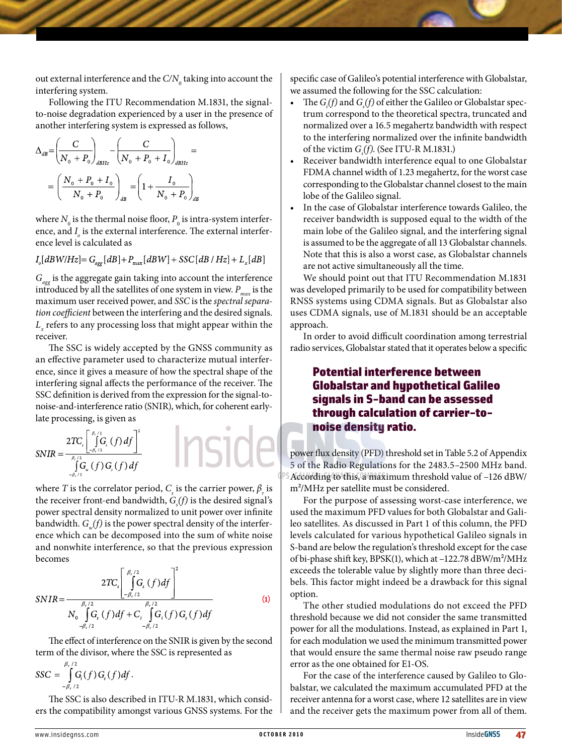out external interference and the $C/N_0$ taking into account the interfering system.

Following the ITU Recommendation M.1831, the signal-to-noise degradation experienced by a user in the presence of another interfering system is expressed as follows,

$$\Delta_{dB} = \left(\frac{C}{N_0 + P_0}\right)_{dBHz} - \left(\frac{C}{N_0 + P_0 + I_0}\right)_{dBHz} =$$

$$= \left(\frac{N_0 + P_0 + I_0}{N_0 + P_0}\right)_{dB} = \left(1 + \frac{I_0}{N_0 + P_0}\right)_{dB}$$

where $N_0$ is the thermal noise floor, $P_0$ is intra-system interference, and $I_0$ is the external interference. The external interference level is calculated as

$$I_o[dBW/Hz] = G_{agg}[dB] + P_{\max}[dBW] + SSC[dB/Hz] + L_x[dB]$$

$G_{agg}$ is the aggregate gain taking into account the interference introduced by all the satellites of one system in view. $P_{max}$ is the maximum user received power, and *SSC* is the *spectral separation coefficient* between the interfering and the desired signals. $L_x$ refers to any processing loss that might appear within the receiver.

The SSC is widely accepted by the GNSS community as an effective parameter used to characterize mutual interference, since it gives a measure of how the spectral shape of the interfering signal affects the performance of the receiver. The SSC definition is derived from the expression for the signal-to-noise-and-interference ratio (SNIR), which, for coherent early-late processing, is given as

$$SNIR = \frac{2TC_s\left[\int_{-\beta_r/2}^{\beta_r/2} G_s(f)\,df\right]^2}{\int_{-\beta_r/2}^{\beta_r/2} G_w(f)\,G_s(f)\,df}$$

where $T$ is the correlator period, $C_s$ is the carrier power, $\beta_r$ is the receiver front-end bandwidth, $G_s(f)$ is the desired signal's power spectral density normalized to unit power over infinite bandwidth. $G_w(f)$ is the power spectral density of the interference which can be decomposed into the sum of white noise and nonwhite interference, so that the previous expression becomes

$$SNIR = \frac{2TC_s\left[\int_{-\beta_r/2}^{\beta_r/2} G_s(f)\,df\right]^2}{N_0\int_{-\beta_r/2}^{\beta_r/2} G_s(f)\,df + C_i\int_{-\beta_r/2}^{\beta_r/2} G_i(f)\,G_s(f)\,df} \quad (1)$$

The effect of interference on the SNIR is given by the second term of the divisor, where the SSC is represented as

$$SSC = \int_{-\beta_r/2}^{\beta_r/2} G_i(f)\,G_s(f)\,df.$$

The SSC is also described in ITU-R M.1831, which considers the compatibility amongst various GNSS systems. For the specific case of Galileo's potential interference with Globalstar, we assumed the following for the SSC calculation:

- The $G_i(f)$ and $G_s(f)$ of either the Galileo or Globalstar spectrum correspond to the theoretical spectra, truncated and normalized over a 16.5 megahertz bandwidth with respect to the interfering normalized over the infinite bandwidth of the victim $G_s(f)$. (See ITU-R M.1831.)
- Receiver bandwidth interference equal to one Globalstar FDMA channel width of 1.23 megahertz, for the worst case corresponding to the Globalstar channel closest to the main lobe of the Galileo signal.
- In the case of Globalstar interference towards Galileo, the receiver bandwidth is supposed equal to the width of the main lobe of the Galileo signal, and the interfering signal is assumed to be the aggregate of all 13 Globalstar channels. Note that this is also a worst case, as Globalstar channels are not active simultaneously all the time.

We should point out that ITU Recommendation M.1831 was developed primarily to be used for compatibility between RNSS systems using CDMA signals. But as Globalstar also uses CDMA signals, use of M.1831 should be an acceptable approach.

In order to avoid difficult coordination among terrestrial radio services, Globalstar stated that it operates below a specific power flux density (PFD) threshold set in Table 5.2 of Appendix 5 of the Radio Regulations for the 2483.5–2500 MHz band. According to this, a maximum threshold value of –126 dBW/m²/MHz per satellite must be considered.

**Potential interference between Globalstar and hypothetical Galileo signals in S-band can be assessed through calculation of carrier-to-noise density ratio.**

For the purpose of assessing worst-case interference, we used the maximum PFD values for both Globalstar and Galileo satellites. As discussed in Part 1 of this column, the PFD levels calculated for various hypothetical Galileo signals in S-band are below the regulation's threshold except for the case of bi-phase shift key, BPSK(1), which at –122.78 dBW/m²/MHz exceeds the tolerable value by slightly more than three decibels. This factor might indeed be a drawback for this signal option.

The other studied modulations do not exceed the PFD threshold because we did not consider the same transmitted power for all the modulations. Instead, as explained in Part 1, for each modulation we used the minimum transmitted power that would ensure the same thermal noise raw pseudo range error as the one obtained for E1-OS.

For the case of the interference caused by Galileo to Globalstar, we calculated the maximum accumulated PFD at the receiver antenna for a worst case, where 12 satellites are in view and the receiver gets the maximum power from all of them.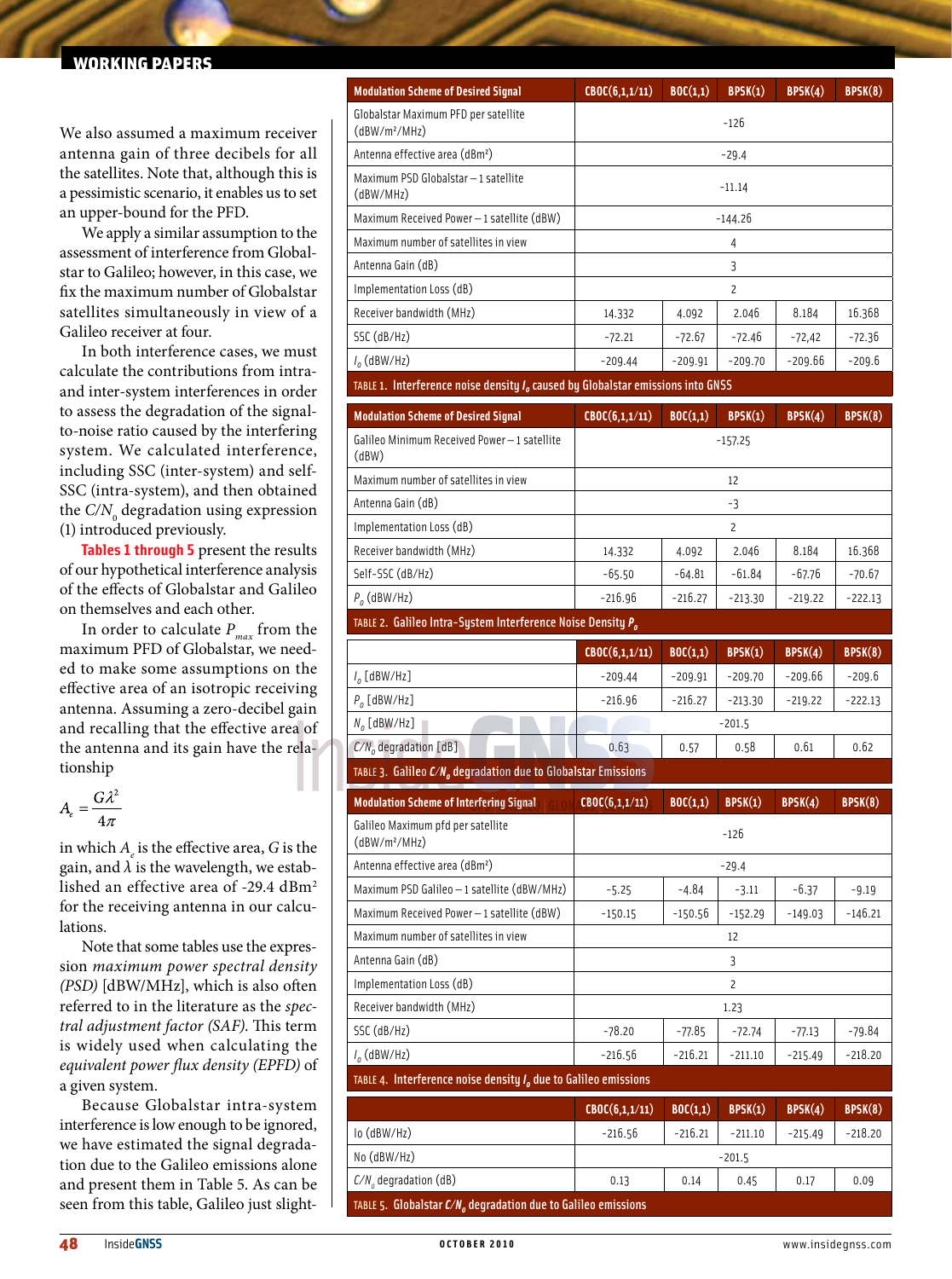We also assumed a maximum receiver antenna gain of three decibels for all the satellites. Note that, although this is a pessimistic scenario, it enables us to set an upper-bound for the PFD.

We apply a similar assumption to the assessment of interference from Globalstar to Galileo; however, in this case, we fix the maximum number of Globalstar satellites simultaneously in view of a Galileo receiver at four.

In both interference cases, we must calculate the contributions from intra- and inter-system interferences in order to assess the degradation of the signal-to-noise ratio caused by the interfering system. We calculated interference, including SSC (inter-system) and self-SSC (intra-system), and then obtained the $C/N_0$ degradation using expression (1) introduced previously.

**Tables 1 through 5** present the results of our hypothetical interference analysis of the effects of Globalstar and Galileo on themselves and each other.

In order to calculate $P_{max}$ from the maximum PFD of Globalstar, we needed to make some assumptions on the effective area of an isotropic receiving antenna. Assuming a zero-decibel gain and recalling that the effective area of the antenna and its gain have the relationship

$$A_e = \frac{G\lambda^2}{4\pi}$$

in which $A_e$ is the effective area, $G$ is the gain, and $\lambda$ is the wavelength, we established an effective area of -29.4 dBm² for the receiving antenna in our calculations.

Note that some tables use the expression *maximum power spectral density (PSD)* [dBW/MHz], which is also often referred to in the literature as the *spectral adjustment factor (SAF)*. This term is widely used when calculating the *equivalent power flux density (EPFD)* of a given system.

Because Globalstar intra-system interference is low enough to be ignored, we have estimated the signal degradation due to the Galileo emissions alone and present them in Table 5. As can be seen from this table, Galileo just slight-

| Modulation Scheme of Desired Signal | CBOC(6,1,1/11) | BOC(1,1) | BPSK(1) | BPSK(4) | BPSK(8) |
|---|---|---|---|---|---|
| Globalstar Maximum PFD per satellite (dBW/m²/MHz) | -126 | | | | |
| Antenna effective area (dBm²) | -29.4 | | | | |
| Maximum PSD Globalstar – 1 satellite (dBW/MHz) | -11.14 | | | | |
| Maximum Received Power – 1 satellite (dBW) | -144.26 | | | | |
| Maximum number of satellites in view | 4 | | | | |
| Antenna Gain (dB) | 3 | | | | |
| Implementation Loss (dB) | 2 | | | | |
| Receiver bandwidth (MHz) | 14.332 | 4.092 | 2.046 | 8.184 | 16.368 |
| SSC (dB/Hz) | -72.21 | -72.67 | -72.46 | -72,42 | -72.36 |
| $I_0$ (dBW/Hz) | -209.44 | -209.91 | -209.70 | -209.66 | -209.6 |

TABLE 1. Interference noise density $I_0$ caused by Globalstar emissions into GNSS

| Modulation Scheme of Desired Signal | CBOC(6,1,1/11) | BOC(1,1) | BPSK(1) | BPSK(4) | BPSK(8) |
|---|---|---|---|---|---|
| Galileo Minimum Received Power – 1 satellite (dBW) | -157.25 | | | | |
| Maximum number of satellites in view | 12 | | | | |
| Antenna Gain (dB) | -3 | | | | |
| Implementation Loss (dB) | 2 | | | | |
| Receiver bandwidth (MHz) | 14.332 | 4.092 | 2.046 | 8.184 | 16.368 |
| Self-SSC (dB/Hz) | -65.50 | -64.81 | -61.84 | -67.76 | -70.67 |
| $P_0$ (dBW/Hz) | -216.96 | -216.27 | -213.30 | -219.22 | -222.13 |

TABLE 2. Galileo Intra-System Interference Noise Density $P_0$

| | CBOC(6,1,1/11) | BOC(1,1) | BPSK(1) | BPSK(4) | BPSK(8) |
|---|---|---|---|---|---|
| $I_0$ [dBW/Hz] | -209.44 | -209.91 | -209.70 | -209.66 | -209.6 |
| $P_0$ [dBW/Hz] | -216.96 | -216.27 | -213.30 | -219.22 | -222.13 |
| $N_0$ [dBW/Hz] | -201.5 | | | | |
| $C/N_0$ degradation [dB] | 0.63 | 0.57 | 0.58 | 0.61 | 0.62 |

TABLE 3. Galileo $C/N_0$ degradation due to Globalstar Emissions

| Modulation Scheme of Interfering Signal | CBOC(6,1,1/11) | BOC(1,1) | BPSK(1) | BPSK(4) | BPSK(8) |
|---|---|---|---|---|---|
| Galileo Maximum pfd per satellite (dBW/m²/MHz) | -126 | | | | |
| Antenna effective area (dBm²) | -29.4 | | | | |
| Maximum PSD Galileo – 1 satellite (dBW/MHz) | -5.25 | -4.84 | -3.11 | -6.37 | -9.19 |
| Maximum Received Power – 1 satellite (dBW) | -150.15 | -150.56 | -152.29 | -149.03 | -146.21 |
| Maximum number of satellites in view | 12 | | | | |
| Antenna Gain (dB) | 3 | | | | |
| Implementation Loss (dB) | 2 | | | | |
| Receiver bandwidth (MHz) | 1.23 | | | | |
| SSC (dB/Hz) | -78.20 | -77.85 | -72.74 | -77.13 | -79.84 |
| $I_0$ (dBW/Hz) | -216.56 | -216.21 | -211.10 | -215.49 | -218.20 |

TABLE 4. Interference noise density $I_0$ due to Galileo emissions

| | CBOC(6,1,1/11) | BOC(1,1) | BPSK(1) | BPSK(4) | BPSK(8) |
|---|---|---|---|---|---|
| Io (dBW/Hz) | -216.56 | -216.21 | -211.10 | -215.49 | -218.20 |
| No (dBW/Hz) | -201.5 | | | | |
| $C/N_0$ degradation (dB) | 0.13 | 0.14 | 0.45 | 0.17 | 0.09 |

TABLE 5. Globalstar $C/N_0$ degradation due to Galileo emissions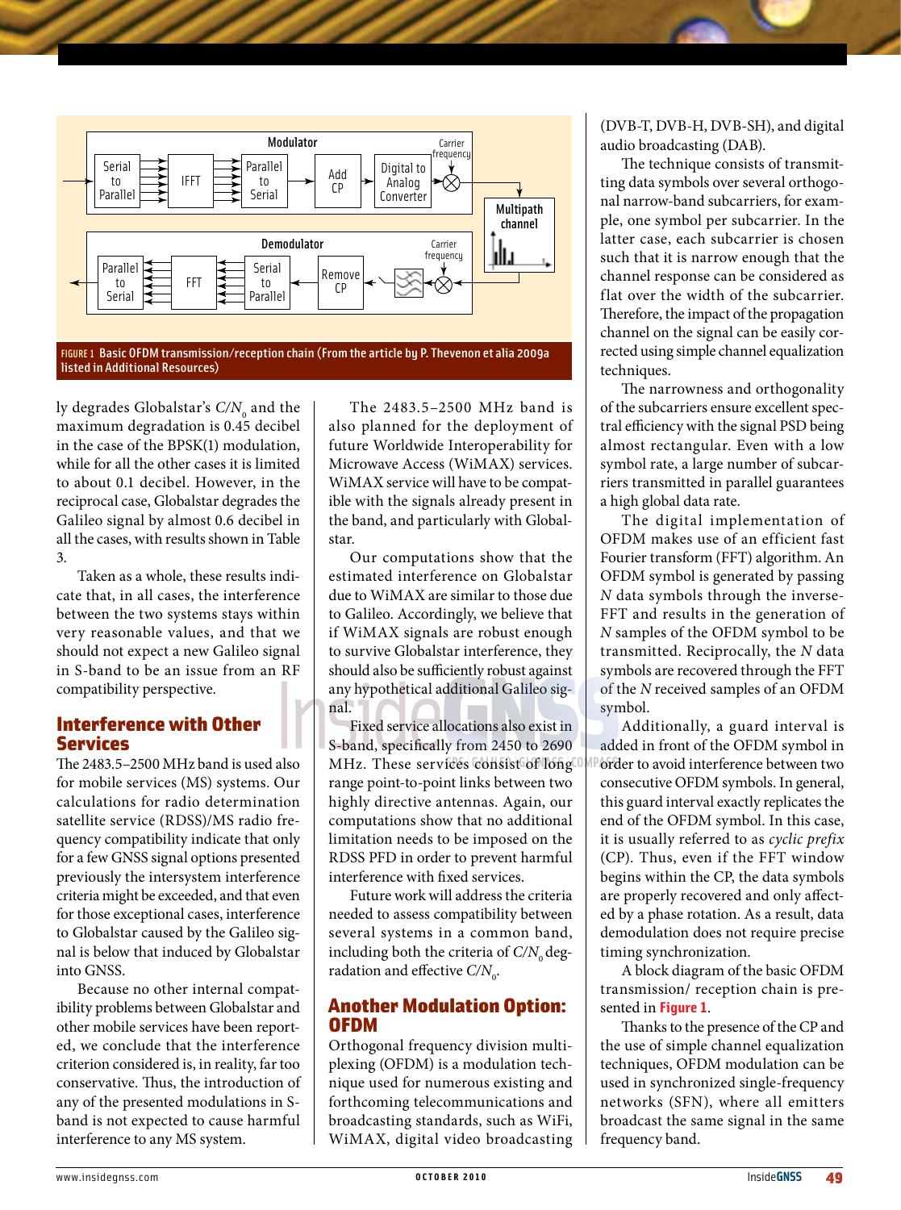FIGURE 1 Basic OFDM transmission/reception chain (From the article by P. Thevenon et alia 2009a listed in Additional Resources)

ly degrades Globalstar's $C/N_0$ and the maximum degradation is 0.45 decibel in the case of the BPSK(1) modulation, while for all the other cases it is limited to about 0.1 decibel. However, in the reciprocal case, Globalstar degrades the Galileo signal by almost 0.6 decibel in all the cases, with results shown in Table 3.

Taken as a whole, these results indicate that, in all cases, the interference between the two systems stays within very reasonable values, and that we should not expect a new Galileo signal in S-band to be an issue from an RF compatibility perspective.

## Interference with Other Services

The 2483.5–2500 MHz band is used also for mobile services (MS) systems. Our calculations for radio determination satellite service (RDSS)/MS radio frequency compatibility indicate that only for a few GNSS signal options presented previously the intersystem interference criteria might be exceeded, and that even for those exceptional cases, interference to Globalstar caused by the Galileo signal is below that induced by Globalstar into GNSS.

Because no other internal compatibility problems between Globalstar and other mobile services have been reported, we conclude that the interference criterion considered is, in reality, far too conservative. Thus, the introduction of any of the presented modulations in S-band is not expected to cause harmful interference to any MS system.

The 2483.5–2500 MHz band is also planned for the deployment of future Worldwide Interoperability for Microwave Access (WiMAX) services. WiMAX service will have to be compatible with the signals already present in the band, and particularly with Globalstar.

Our computations show that the estimated interference on Globalstar due to WiMAX are similar to those due to Galileo. Accordingly, we believe that if WiMAX signals are robust enough to survive Globalstar interference, they should also be sufficiently robust against any hypothetical additional Galileo signal.

Fixed service allocations also exist in S-band, specifically from 2450 to 2690 MHz. These services consist of long range point-to-point links between two highly directive antennas. Again, our computations show that no additional limitation needs to be imposed on the RDSS PFD in order to prevent harmful interference with fixed services.

Future work will address the criteria needed to assess compatibility between several systems in a common band, including both the criteria of $C/N_0$ degradation and effective $C/N_0$.

## Another Modulation Option: OFDM

Orthogonal frequency division multiplexing (OFDM) is a modulation technique used for numerous existing and forthcoming telecommunications and broadcasting standards, such as WiFi, WiMAX, digital video broadcasting (DVB-T, DVB-H, DVB-SH), and digital audio broadcasting (DAB).

The technique consists of transmitting data symbols over several orthogonal narrow-band subcarriers, for example, one symbol per subcarrier. In the latter case, each subcarrier is chosen such that it is narrow enough that the channel response can be considered as flat over the width of the subcarrier. Therefore, the impact of the propagation channel on the signal can be easily corrected using simple channel equalization techniques.

The narrowness and orthogonality of the subcarriers ensure excellent spectral efficiency with the signal PSD being almost rectangular. Even with a low symbol rate, a large number of subcarriers transmitted in parallel guarantees a high global data rate.

The digital implementation of OFDM makes use of an efficient fast Fourier transform (FFT) algorithm. An OFDM symbol is generated by passing $N$ data symbols through the inverse-FFT and results in the generation of $N$ samples of the OFDM symbol to be transmitted. Reciprocally, the $N$ data symbols are recovered through the FFT of the $N$ received samples of an OFDM symbol.

Additionally, a guard interval is added in front of the OFDM symbol in order to avoid interference between two consecutive OFDM symbols. In general, this guard interval exactly replicates the end of the OFDM symbol. In this case, it is usually referred to as *cyclic prefix* (CP). Thus, even if the FFT window begins within the CP, the data symbols are properly recovered and only affected by a phase rotation. As a result, data demodulation does not require precise timing synchronization.

A block diagram of the basic OFDM transmission/ reception chain is presented in **Figure 1**.

Thanks to the presence of the CP and the use of simple channel equalization techniques, OFDM modulation can be used in synchronized single-frequency networks (SFN), where all emitters broadcast the same signal in the same frequency band.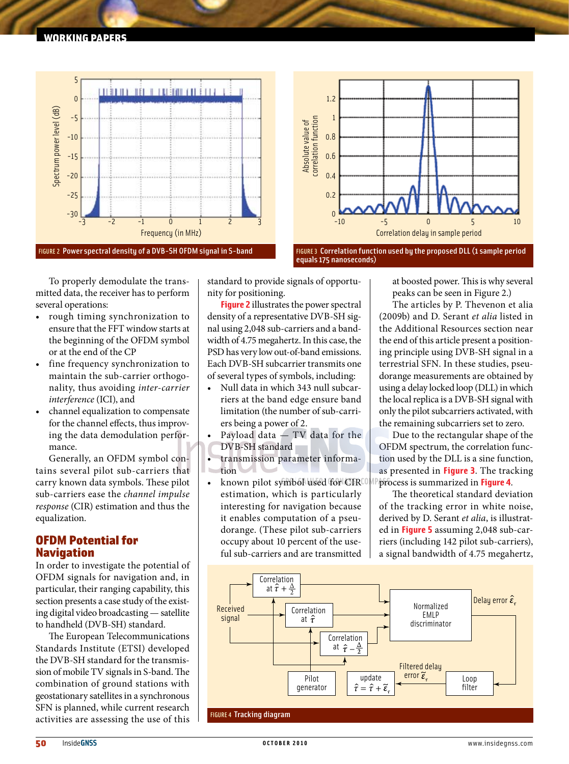FIGURE 2 Power spectral density of a DVB-SH OFDM signal in S-band

FIGURE 3 Correlation function used by the proposed DLL (1 sample period equals 175 nanoseconds)

To properly demodulate the transmitted data, the receiver has to perform several operations:

- rough timing synchronization to ensure that the FFT window starts at the beginning of the OFDM symbol or at the end of the CP
- fine frequency synchronization to maintain the sub-carrier orthogonality, thus avoiding *inter-carrier interference* (ICI), and
- channel equalization to compensate for the channel effects, thus improving the data demodulation performance.

Generally, an OFDM symbol contains several pilot sub-carriers that carry known data symbols. These pilot sub-carriers ease the *channel impulse response* (CIR) estimation and thus the equalization.

## OFDM Potential for Navigation

In order to investigate the potential of OFDM signals for navigation and, in particular, their ranging capability, this section presents a case study of the existing digital video broadcasting — satellite to handheld (DVB-SH) standard.

The European Telecommunications Standards Institute (ETSI) developed the DVB-SH standard for the transmission of mobile TV signals in S-band. The combination of ground stations with geostationary satellites in a synchronous SFN is planned, while current research activities are assessing the use of this standard to provide signals of opportunity for positioning.

Figure 2 illustrates the power spectral density of a representative DVB-SH signal using 2,048 sub-carriers and a bandwidth of 4.75 megahertz. In this case, the PSD has very low out-of-band emissions. Each DVB-SH subcarrier transmits one of several types of symbols, including:

- Null data in which 343 null subcarriers at the band edge ensure band limitation (the number of sub-carriers being a power of 2.
- Payload data — TV data for the DVB-SH standard
- transmission parameter information
- known pilot symbol used for CIR estimation, which is particularly interesting for navigation because it enables computation of a pseudorange. (These pilot sub-carriers occupy about 10 percent of the useful sub-carriers and are transmitted at boosted power. This is why several peaks can be seen in Figure 2.)

The articles by P. Thevenon et alia (2009b) and D. Serant *et alia* listed in the Additional Resources section near the end of this article present a positioning principle using DVB-SH signal in a terrestrial SFN. In these studies, pseudorange measurements are obtained by using a delay locked loop (DLL) in which the local replica is a DVB-SH signal with only the pilot subcarriers activated, with the remaining subcarriers set to zero.

Due to the rectangular shape of the OFDM spectrum, the correlation function used by the DLL is a sine function, as presented in Figure 3. The tracking process is summarized in Figure 4.

The theoretical standard deviation of the tracking error in white noise, derived by D. Serant *et alia*, is illustrated in Figure 5 assuming 2,048 sub-carriers (including 142 pilot sub-carriers), a signal bandwidth of 4.75 megahertz,

FIGURE 4 Tracking diagram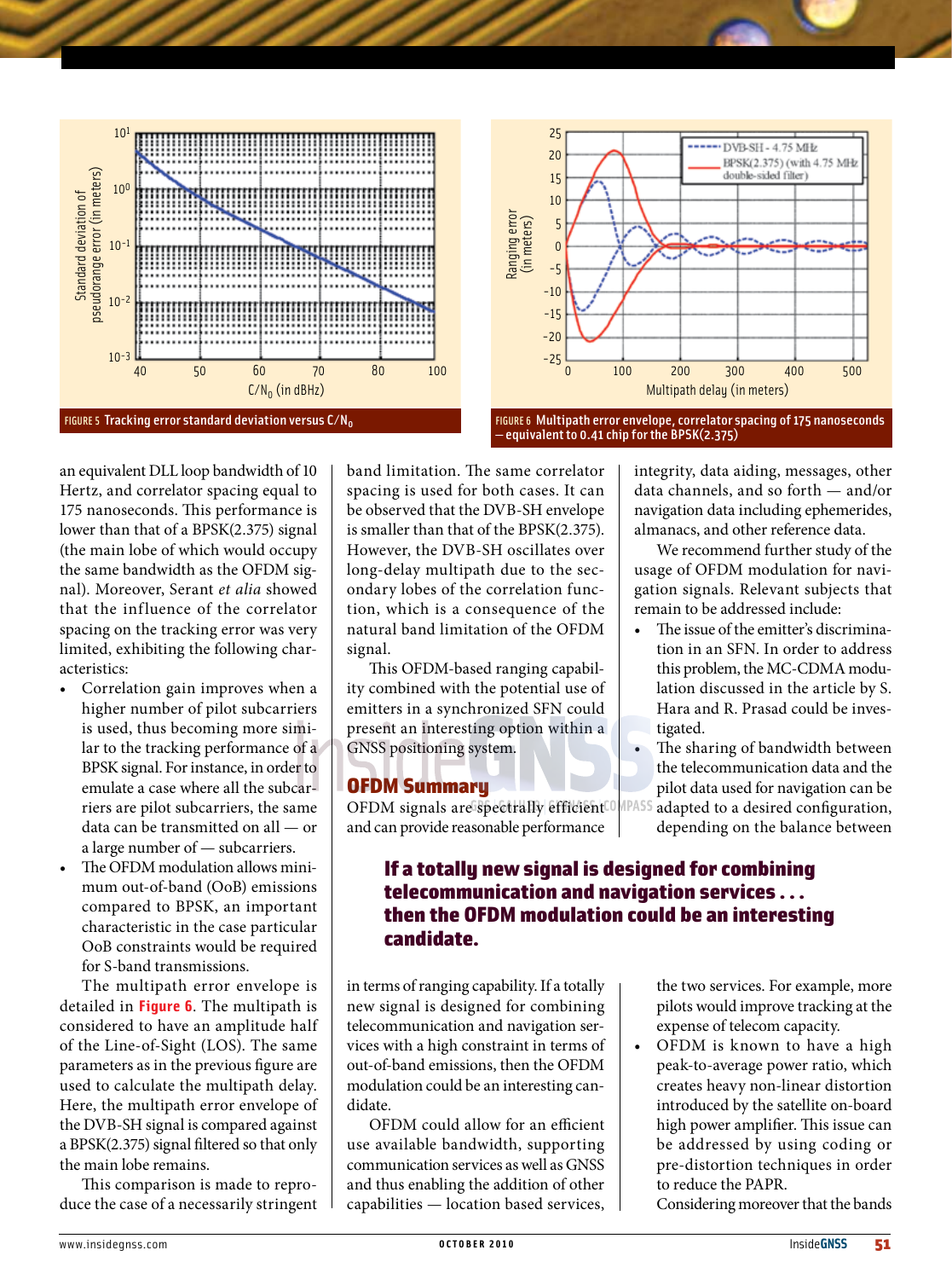FIGURE 5 Tracking error standard deviation versus $C/N_0$

FIGURE 6 Multipath error envelope, correlator spacing of 175 nanoseconds – equivalent to 0.41 chip for the BPSK(2.375)

an equivalent DLL loop bandwidth of 10 Hertz, and correlator spacing equal to 175 nanoseconds. This performance is lower than that of a BPSK(2.375) signal (the main lobe of which would occupy the same bandwidth as the OFDM signal). Moreover, Serant *et alia* showed that the influence of the correlator spacing on the tracking error was very limited, exhibiting the following characteristics:

- Correlation gain improves when a higher number of pilot subcarriers is used, thus becoming more similar to the tracking performance of a BPSK signal. For instance, in order to emulate a case where all the subcarriers are pilot subcarriers, the same data can be transmitted on all — or a large number of — subcarriers.
- The OFDM modulation allows minimum out-of-band (OoB) emissions compared to BPSK, an important characteristic in the case particular OoB constraints would be required for S-band transmissions.

The multipath error envelope is detailed in **Figure 6**. The multipath is considered to have an amplitude half of the Line-of-Sight (LOS). The same parameters as in the previous figure are used to calculate the multipath delay. Here, the multipath error envelope of the DVB-SH signal is compared against a BPSK(2.375) signal filtered so that only the main lobe remains.

This comparison is made to reproduce the case of a necessarily stringent band limitation. The same correlator spacing is used for both cases. It can be observed that the DVB-SH envelope is smaller than that of the BPSK(2.375). However, the DVB-SH oscillates over long-delay multipath due to the secondary lobes of the correlation function, which is a consequence of the natural band limitation of the OFDM signal.

This OFDM-based ranging capability combined with the potential use of emitters in a synchronized SFN could present an interesting option within a GNSS positioning system.

## OFDM Summary

OFDM signals are spectrally efficient and can provide reasonable performance in terms of ranging capability. If a totally new signal is designed for combining telecommunication and navigation services with a high constraint in terms of out-of-band emissions, then the OFDM modulation could be an interesting candidate.

OFDM could allow for an efficient use available bandwidth, supporting communication services as well as GNSS and thus enabling the addition of other capabilities — location based services, integrity, data aiding, messages, other data channels, and so forth — and/or navigation data including ephemerides, almanacs, and other reference data.

We recommend further study of the usage of OFDM modulation for navigation signals. Relevant subjects that remain to be addressed include:

- The issue of the emitter's discrimination in an SFN. In order to address this problem, the MC-CDMA modulation discussed in the article by S. Hara and R. Prasad could be investigated.
- The sharing of bandwidth between the telecommunication data and the pilot data used for navigation can be adapted to a desired configuration, depending on the balance between the two services. For example, more pilots would improve tracking at the expense of telecom capacity.
- OFDM is known to have a high peak-to-average power ratio, which creates heavy non-linear distortion introduced by the satellite on-board high power amplifier. This issue can be addressed by using coding or pre-distortion techniques in order to reduce the PAPR.

Considering moreover that the bands

**If a totally new signal is designed for combining telecommunication and navigation services . . . then the OFDM modulation could be an interesting candidate.**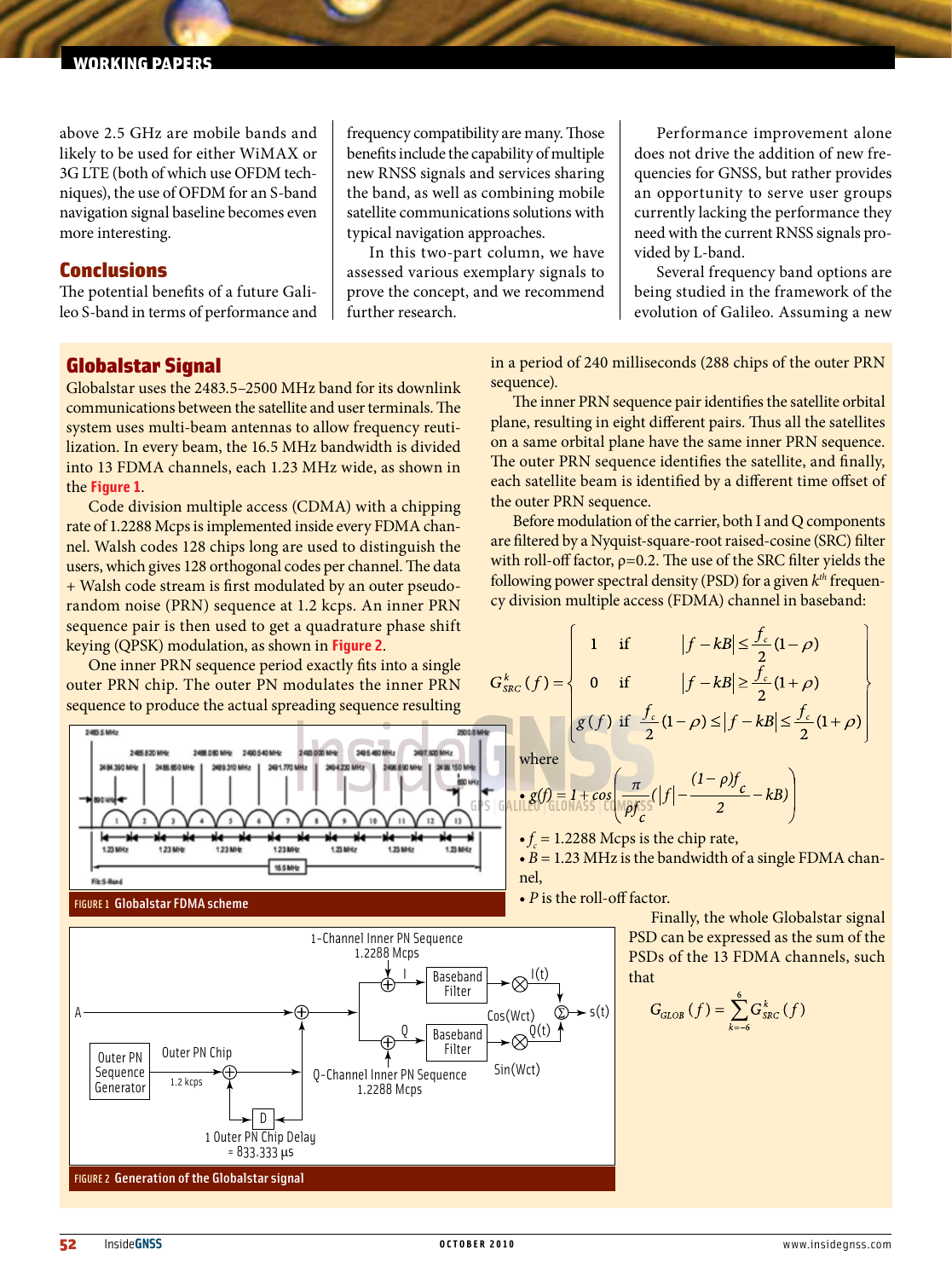above 2.5 GHz are mobile bands and likely to be used for either WiMAX or 3G LTE (both of which use OFDM techniques), the use of OFDM for an S-band navigation signal baseline becomes even more interesting.

## Conclusions

The potential benefits of a future Galileo S-band in terms of performance and frequency compatibility are many. Those benefits include the capability of multiple new RNSS signals and services sharing the band, as well as combining mobile satellite communications solutions with typical navigation approaches.

In this two-part column, we have assessed various exemplary signals to prove the concept, and we recommend further research.

Performance improvement alone does not drive the addition of new frequencies for GNSS, but rather provides an opportunity to serve user groups currently lacking the performance they need with the current RNSS signals provided by L-band.

Several frequency band options are being studied in the framework of the evolution of Galileo. Assuming a new

## Globalstar Signal

Globalstar uses the 2483.5–2500 MHz band for its downlink communications between the satellite and user terminals. The system uses multi-beam antennas to allow frequency reutilization. In every beam, the 16.5 MHz bandwidth is divided into 13 FDMA channels, each 1.23 MHz wide, as shown in the Figure 1.

Code division multiple access (CDMA) with a chipping rate of 1.2288 Mcps is implemented inside every FDMA channel. Walsh codes 128 chips long are used to distinguish the users, which gives 128 orthogonal codes per channel. The data + Walsh code stream is first modulated by an outer pseudorandom noise (PRN) sequence at 1.2 kcps. An inner PRN sequence pair is then used to get a quadrature phase shift keying (QPSK) modulation, as shown in Figure 2.

One inner PRN sequence period exactly fits into a single outer PRN chip. The outer PN modulates the inner PRN sequence to produce the actual spreading sequence resulting in a period of 240 milliseconds (288 chips of the outer PRN sequence).

The inner PRN sequence pair identifies the satellite orbital plane, resulting in eight different pairs. Thus all the satellites on a same orbital plane have the same inner PRN sequence. The outer PRN sequence identifies the satellite, and finally, each satellite beam is identified by a different time offset of the outer PRN sequence.

Before modulation of the carrier, both I and Q components are filtered by a Nyquist-square-root raised-cosine (SRC) filter with roll-off factor, ρ=0.2. The use of the SRC filter yields the following power spectral density (PSD) for a given $k^{th}$ frequency division multiple access (FDMA) channel in baseband:

$$G_{SRC}^{k}(f)=\begin{cases} 1 & \text{if} \quad |f-kB|\leq \frac{f_c}{2}(1-\rho) \\ 0 & \text{if} \quad |f-kB|\geq \frac{f_c}{2}(1+\rho) \\ g(f) & \text{if} \quad \frac{f_c}{2}(1-\rho)\leq |f-kB|\leq \frac{f_c}{2}(1+\rho) \end{cases}$$

where

- $g(f) = 1 + \cos\left(\frac{\pi}{\rho f_c}\left(|f| - \frac{(1-\rho)f_c}{2} - kB\right)\right)$
- $f_c$ = 1.2288 Mcps is the chip rate,
- $B$ = 1.23 MHz is the bandwidth of a single FDMA channel,
- $P$ is the roll-off factor.

Finally, the whole Globalstar signal PSD can be expressed as the sum of the PSDs of the 13 FDMA channels, such that

$$G_{GLOB}(f)=\sum_{k=-6}^{6} G_{SRC}^{k}(f)$$

FIGURE 1 Globalstar FDMA scheme

FIGURE 2 Generation of the Globalstar signal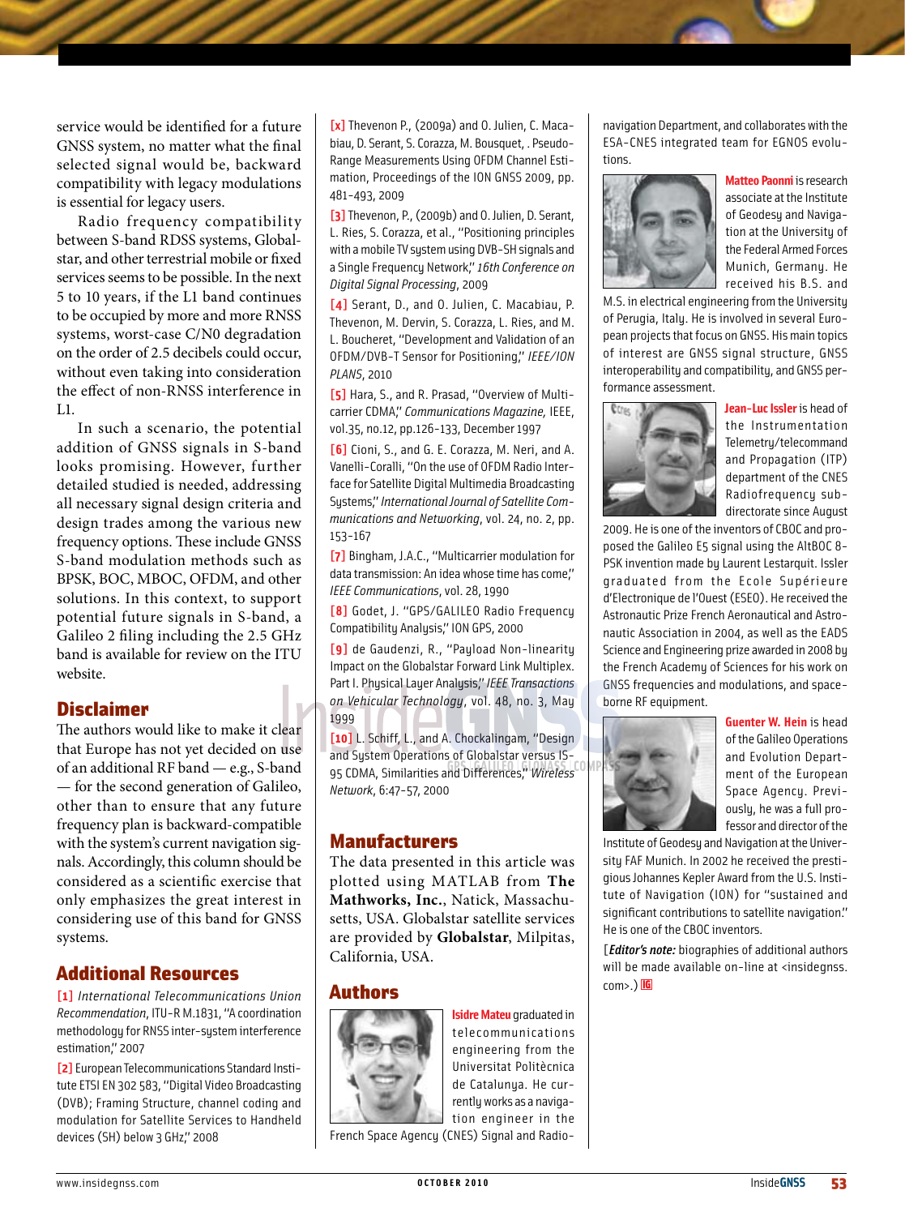service would be identified for a future GNSS system, no matter what the final selected signal would be, backward compatibility with legacy modulations is essential for legacy users.

Radio frequency compatibility between S-band RDSS systems, Globalstar, and other terrestrial mobile or fixed services seems to be possible. In the next 5 to 10 years, if the L1 band continues to be occupied by more and more RNSS systems, worst-case C/N0 degradation on the order of 2.5 decibels could occur, without even taking into consideration the effect of non-RNSS interference in L1.

In such a scenario, the potential addition of GNSS signals in S-band looks promising. However, further detailed studied is needed, addressing all necessary signal design criteria and design trades among the various new frequency options. These include GNSS S-band modulation methods such as BPSK, BOC, MBOC, OFDM, and other solutions. In this context, to support potential future signals in S-band, a Galileo 2 filing including the 2.5 GHz band is available for review on the ITU website.

## Disclaimer

The authors would like to make it clear that Europe has not yet decided on use of an additional RF band — e.g., S-band — for the second generation of Galileo, other than to ensure that any future frequency plan is backward-compatible with the system's current navigation signals. Accordingly, this column should be considered as a scientific exercise that only emphasizes the great interest in considering use of this band for GNSS systems.

## Additional Resources

[1] *International Telecommunications Union Recommendation*, ITU-R M.1831, "A coordination methodology for RNSS inter-system interference estimation," 2007

[2] European Telecommunications Standard Institute ETSI EN 302 583, "Digital Video Broadcasting (DVB); Framing Structure, channel coding and modulation for Satellite Services to Handheld devices (SH) below 3 GHz," 2008

[x] Thevenon P., (2009a) and O. Julien, C. Macabiau, D. Serant, S. Corazza, M. Bousquet, . Pseudo-Range Measurements Using OFDM Channel Estimation, Proceedings of the ION GNSS 2009, pp. 481-493, 2009

[3] Thevenon, P., (2009b) and O. Julien, D. Serant, L. Ries, S. Corazza, et al., "Positioning principles with a mobile TV system using DVB-SH signals and a Single Frequency Network," *16th Conference on Digital Signal Processing*, 2009

[4] Serant, D., and O. Julien, C. Macabiau, P. Thevenon, M. Dervin, S. Corazza, L. Ries, and M. L. Boucheret, "Development and Validation of an OFDM/DVB-T Sensor for Positioning," *IEEE/ION PLANS*, 2010

[5] Hara, S., and R. Prasad, "Overview of Multicarrier CDMA," *Communications Magazine*, IEEE, vol.35, no.12, pp.126-133, December 1997

[6] Cioni, S., and G. E. Corazza, M. Neri, and A. Vanelli-Coralli, "On the use of OFDM Radio Interface for Satellite Digital Multimedia Broadcasting Systems," *International Journal of Satellite Communications and Networking*, vol. 24, no. 2, pp. 153-167

[7] Bingham, J.A.C., "Multicarrier modulation for data transmission: An idea whose time has come," *IEEE Communications*, vol. 28, 1990

[8] Godet, J. "GPS/GALILEO Radio Frequency Compatibility Analysis," ION GPS, 2000

[9] de Gaudenzi, R., "Payload Non-linearity Impact on the Globalstar Forward Link Multiplex. Part I. Physical Layer Analysis," *IEEE Transactions on Vehicular Technology*, vol. 48, no. 3, May 1999

[10] L. Schiff, L., and A. Chockalingam, "Design and System Operations of Globalstar versus IS-95 CDMA, Similarities and Differences," *Wireless Network*, 6:47-57, 2000

## Manufacturers

The data presented in this article was plotted using MATLAB from **The Mathworks, Inc.**, Natick, Massachusetts, USA. Globalstar satellite services are provided by **Globalstar**, Milpitas, California, USA.

## Authors

**Isidre Mateu** graduated in telecommunications engineering from the Universitat Politècnica de Catalunya. He currently works as a navigation engineer in the French Space Agency (CNES) Signal and Radio-navigation Department, and collaborates with the ESA-CNES integrated team for EGNOS evolutions.

**Matteo Paonni** is research associate at the Institute of Geodesy and Navigation at the University of the Federal Armed Forces Munich, Germany. He received his B.S. and M.S. in electrical engineering from the University of Perugia, Italy. He is involved in several European projects that focus on GNSS. His main topics of interest are GNSS signal structure, GNSS interoperability and compatibility, and GNSS performance assessment.

**Jean-Luc Issler** is head of the Instrumentation Telemetry/telecommand and Propagation (ITP) department of the CNES Radiofrequency sub-directorate since August 2009. He is one of the inventors of CBOC and proposed the Galileo E5 signal using the AltBOC 8-PSK invention made by Laurent Lestarquit. Issler graduated from the Ecole Supérieure d'Electronique de l'Ouest (ESEO). He received the Astronautic Prize French Aeronautical and Astronautic Association in 2004, as well as the EADS Science and Engineering prize awarded in 2008 by the French Academy of Sciences for his work on GNSS frequencies and modulations, and space-borne RF equipment.

**Guenter W. Hein** is head of the Galileo Operations and Evolution Department of the European Space Agency. Previously, he was a full professor and director of the Institute of Geodesy and Navigation at the University FAF Munich. In 2002 he received the prestigious Johannes Kepler Award from the U.S. Institute of Navigation (ION) for "sustained and significant contributions to satellite navigation." He is one of the CBOC inventors.

[*Editor's note:* biographies of additional authors will be made available on-line at <insidegnss.com>.]